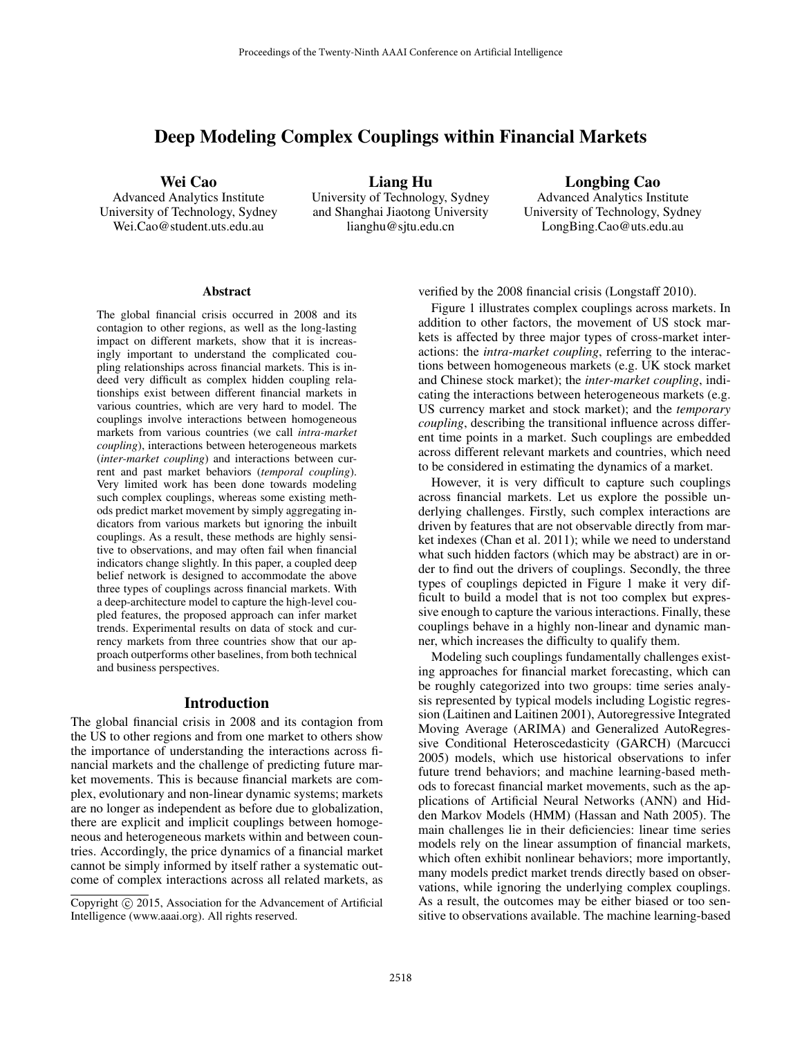# Deep Modeling Complex Couplings within Financial Markets

**Wei Cao**
Advanced Analytics Institute
University of Technology, Sydney
Wei.Cao@student.uts.edu.au

**Liang Hu**
University of Technology, Sydney
and Shanghai Jiaotong University
lianghu@sjtu.edu.cn

**Longbing Cao**
Advanced Analytics Institute
University of Technology, Sydney
LongBing.Cao@uts.edu.au

## Abstract

The global financial crisis occurred in 2008 and its contagion to other regions, as well as the long-lasting impact on different markets, show that it is increasingly important to understand the complicated coupling relationships across financial markets. This is indeed very difficult as complex hidden coupling relationships exist between different financial markets in various countries, which are very hard to model. The couplings involve interactions between homogeneous markets from various countries (we call *intra-market coupling*), interactions between heterogeneous markets (*inter-market coupling*) and interactions between current and past market behaviors (*temporal coupling*). Very limited work has been done towards modeling such complex couplings, whereas some existing methods predict market movement by simply aggregating indicators from various markets but ignoring the inbuilt couplings. As a result, these methods are highly sensitive to observations, and may often fail when financial indicators change slightly. In this paper, a coupled deep belief network is designed to accommodate the above three types of couplings across financial markets. With a deep-architecture model to capture the high-level coupled features, the proposed approach can infer market trends. Experimental results on data of stock and currency markets from three countries show that our approach outperforms other baselines, from both technical and business perspectives.

## Introduction

The global financial crisis in 2008 and its contagion from the US to other regions and from one market to others show the importance of understanding the interactions across financial markets and the challenge of predicting future market movements. This is because financial markets are complex, evolutionary and non-linear dynamic systems; markets are no longer as independent as before due to globalization, there are explicit and implicit couplings between homogeneous and heterogeneous markets within and between countries. Accordingly, the price dynamics of a financial market cannot be simply informed by itself rather a systematic outcome of complex interactions across all related markets, as verified by the 2008 financial crisis (Longstaff 2010).

Figure 1 illustrates complex couplings across markets. In addition to other factors, the movement of US stock markets is affected by three major types of cross-market interactions: the *intra-market coupling*, referring to the interactions between homogeneous markets (e.g. UK stock market and Chinese stock market); the *inter-market coupling*, indicating the interactions between heterogeneous markets (e.g. US currency market and stock market); and the *temporary coupling*, describing the transitional influence across different time points in a market. Such couplings are embedded across different relevant markets and countries, which need to be considered in estimating the dynamics of a market.

However, it is very difficult to capture such couplings across financial markets. Let us explore the possible underlying challenges. Firstly, such complex interactions are driven by features that are not observable directly from market indexes (Chan et al. 2011); while we need to understand what such hidden factors (which may be abstract) are in order to find out the drivers of couplings. Secondly, the three types of couplings depicted in Figure 1 make it very difficult to build a model that is not too complex but expressive enough to capture the various interactions. Finally, these couplings behave in a highly non-linear and dynamic manner, which increases the difficulty to qualify them.

Modeling such couplings fundamentally challenges existing approaches for financial market forecasting, which can be roughly categorized into two groups: time series analysis represented by typical models including Logistic regression (Laitinen and Laitinen 2001), Autoregressive Integrated Moving Average (ARIMA) and Generalized AutoRegressive Conditional Heteroscedasticity (GARCH) (Marcucci 2005) models, which use historical observations to infer future trend behaviors; and machine learning-based methods to forecast financial market movements, such as the applications of Artificial Neural Networks (ANN) and Hidden Markov Models (HMM) (Hassan and Nath 2005). The main challenges lie in their deficiencies: linear time series models rely on the linear assumption of financial markets, which often exhibit nonlinear behaviors; more importantly, many models predict market trends directly based on observations, while ignoring the underlying complex couplings. As a result, the outcomes may be either biased or too sensitive to observations available. The machine learning-based

Copyright © 2015, Association for the Advancement of Artificial Intelligence (www.aaai.org). All rights reserved.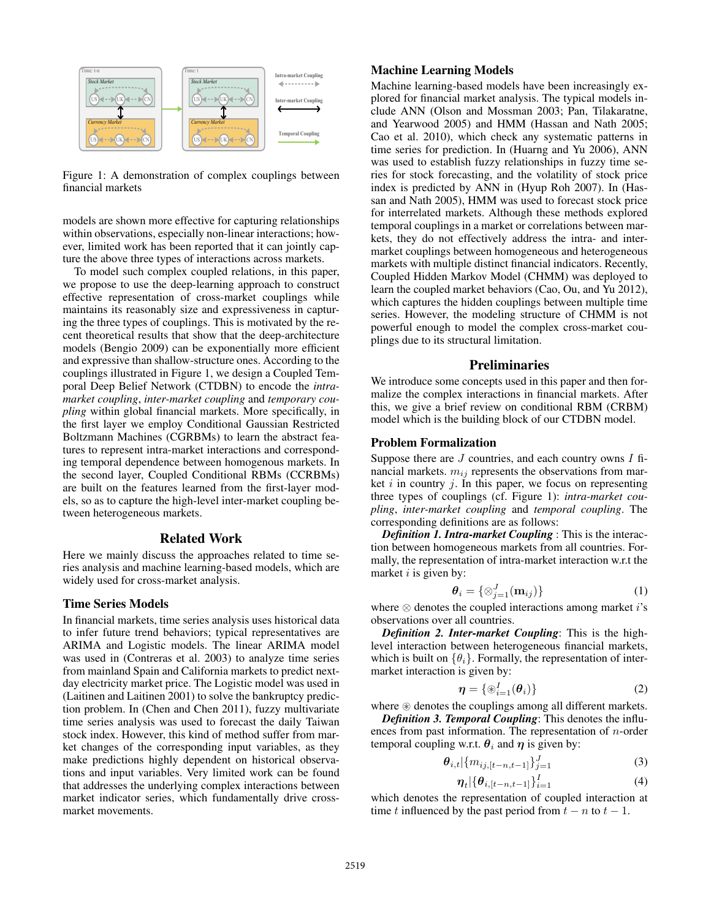Figure 1: A demonstration of complex couplings between financial markets

models are shown more effective for capturing relationships within observations, especially non-linear interactions; however, limited work has been reported that it can jointly capture the above three types of interactions across markets.

To model such complex coupled relations, in this paper, we propose to use the deep-learning approach to construct effective representation of cross-market couplings while maintains its reasonably size and expressiveness in capturing the three types of couplings. This is motivated by the recent theoretical results that show that the deep-architecture models (Bengio 2009) can be exponentially more efficient and expressive than shallow-structure ones. According to the couplings illustrated in Figure 1, we design a Coupled Temporal Deep Belief Network (CTDBN) to encode the *intra-market coupling*, *inter-market coupling* and *temporary coupling* within global financial markets. More specifically, in the first layer we employ Conditional Gaussian Restricted Boltzmann Machines (CGRBMs) to learn the abstract features to represent intra-market interactions and corresponding temporal dependence between homogenous markets. In the second layer, Coupled Conditional RBMs (CCRBMs) are built on the features learned from the first-layer models, so as to capture the high-level inter-market coupling between heterogeneous markets.

## Related Work

Here we mainly discuss the approaches related to time series analysis and machine learning-based models, which are widely used for cross-market analysis.

### Time Series Models

In financial markets, time series analysis uses historical data to infer future trend behaviors; typical representatives are ARIMA and Logistic models. The linear ARIMA model was used in (Contreras et al. 2003) to analyze time series from mainland Spain and California markets to predict next-day electricity market price. The Logistic model was used in (Laitinen and Laitinen 2001) to solve the bankruptcy prediction problem. In (Chen and Chen 2011), fuzzy multivariate time series analysis was used to forecast the daily Taiwan stock index. However, this kind of method suffer from market changes of the corresponding input variables, as they make predictions highly dependent on historical observations and input variables. Very limited work can be found that addresses the underlying complex interactions between market indicator series, which fundamentally drive cross-market movements.

### Machine Learning Models

Machine learning-based models have been increasingly explored for financial market analysis. The typical models include ANN (Olson and Mossman 2003; Pan, Tilakaratne, and Yearwood 2005) and HMM (Hassan and Nath 2005; Cao et al. 2010), which check any systematic patterns in time series for prediction. In (Huarng and Yu 2006), ANN was used to establish fuzzy relationships in fuzzy time series for stock forecasting, and the volatility of stock price index is predicted by ANN in (Hyup Roh 2007). In (Hassan and Nath 2005), HMM was used to forecast stock price for interrelated markets. Although these methods explored temporal couplings in a market or correlations between markets, they do not effectively address the intra- and inter-market couplings between homogeneous and heterogeneous markets with multiple distinct financial indicators. Recently, Coupled Hidden Markov Model (CHMM) was deployed to learn the coupled market behaviors (Cao, Ou, and Yu 2012), which captures the hidden couplings between multiple time series. However, the modeling structure of CHMM is not powerful enough to model the complex cross-market couplings due to its structural limitation.

## Preliminaries

We introduce some concepts used in this paper and then formalize the complex interactions in financial markets. After this, we give a brief review on conditional RBM (CRBM) model which is the building block of our CTDBN model.

### Problem Formalization

Suppose there are $J$ countries, and each country owns $I$ financial markets. $m_{ij}$ represents the observations from market $i$ in country $j$. In this paper, we focus on representing three types of couplings (cf. Figure 1): *intra-market coupling*, *inter-market coupling* and *temporal coupling*. The corresponding definitions are as follows:

***Definition 1. Intra-market Coupling*** : This is the interaction between homogeneous markets from all countries. Formally, the representation of intra-market interaction w.r.t the market $i$ is given by:

$$\boldsymbol{\theta}_i = \{\otimes_{j=1}^{J}(\mathbf{m}_{ij})\} \tag{1}$$

where $\otimes$ denotes the coupled interactions among market $i$'s observations over all countries.

***Definition 2. Inter-market Coupling***: This is the high-level interaction between heterogeneous financial markets, which is built on $\{\theta_i\}$. Formally, the representation of inter-market interaction is given by:

$$\boldsymbol{\eta} = \{\circledast_{i=1}^{I}(\boldsymbol{\theta}_i)\} \tag{2}$$

where $\circledast$ denotes the couplings among all different markets.

***Definition 3. Temporal Coupling***: This denotes the influences from past information. The representation of $n$-order temporal coupling w.r.t. $\boldsymbol{\theta}_i$ and $\boldsymbol{\eta}$ is given by:

$$\boldsymbol{\theta}_{i,t} | \{m_{ij,[t-n,t-1]}\}_{j=1}^{J} \tag{3}$$

$$\boldsymbol{\eta}_t | \{\boldsymbol{\theta}_{i,[t-n,t-1]}\}_{i=1}^{I} \tag{4}$$

which denotes the representation of coupled interaction at time $t$ influenced by the past period from $t-n$ to $t-1$.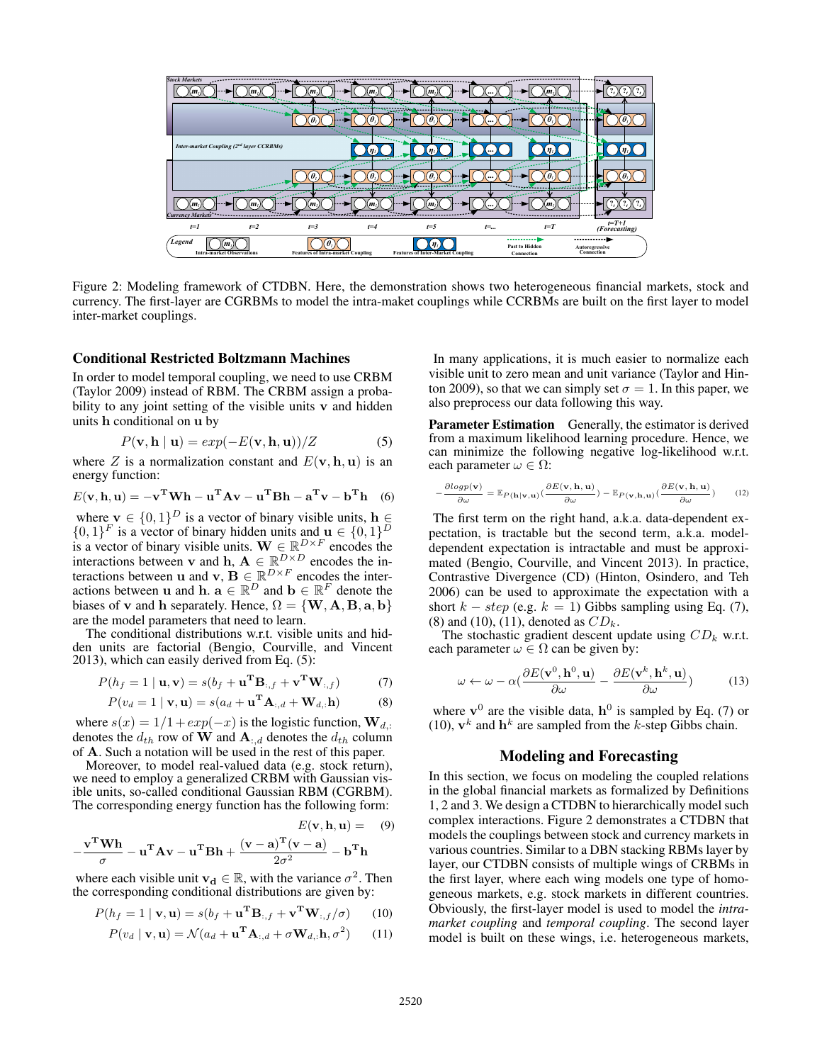Figure 2: Modeling framework of CTDBN. Here, the demonstration shows two heterogeneous financial markets, stock and currency. The first-layer are CGRBMs to model the intra-maket couplings while CCRBMs are built on the first layer to model inter-market couplings.

### Conditional Restricted Boltzmann Machines

In order to model temporal coupling, we need to use CRBM (Taylor 2009) instead of RBM. The CRBM assign a probability to any joint setting of the visible units $\mathbf{v}$ and hidden units $\mathbf{h}$ conditional on $\mathbf{u}$ by

$$P(\mathbf{v}, \mathbf{h} \mid \mathbf{u}) = exp(-E(\mathbf{v}, \mathbf{h}, \mathbf{u}))/Z \quad (5)$$

where $Z$ is a normalization constant and $E(\mathbf{v}, \mathbf{h}, \mathbf{u})$ is an energy function:

$$E(\mathbf{v}, \mathbf{h}, \mathbf{u}) = -\mathbf{v^T W h} - \mathbf{u^T A v} - \mathbf{u^T B h} - \mathbf{a^T v} - \mathbf{b^T h} \quad (6)$$

where $\mathbf{v} \in \{0,1\}^D$ is a vector of binary visible units, $\mathbf{h} \in \{0,1\}^F$ is a vector of binary hidden units and $\mathbf{u} \in \{0,1\}^D$ is a vector of binary visible units. $\mathbf{W} \in \mathbb{R}^{D \times F}$ encodes the interactions between $\mathbf{v}$ and $\mathbf{h}$, $\mathbf{A} \in \mathbb{R}^{D \times D}$ encodes the interactions between $\mathbf{u}$ and $\mathbf{v}$, $\mathbf{B} \in \mathbb{R}^{D \times F}$ encodes the interactions between $\mathbf{u}$ and $\mathbf{h}$. $\mathbf{a} \in \mathbb{R}^D$ and $\mathbf{b} \in \mathbb{R}^F$ denote the biases of $\mathbf{v}$ and $\mathbf{h}$ separately. Hence, $\Omega = \{\mathbf{W}, \mathbf{A}, \mathbf{B}, \mathbf{a}, \mathbf{b}\}$ are the model parameters that need to learn.

The conditional distributions w.r.t. visible units and hidden units are factorial (Bengio, Courville, and Vincent 2013), which can easily derived from Eq. (5):

$$P(h_f = 1 \mid \mathbf{u}, \mathbf{v}) = s(b_f + \mathbf{u^T B}_{:,f} + \mathbf{v^T W}_{:,f}) \quad (7)$$

$$P(v_d = 1 \mid \mathbf{v}, \mathbf{u}) = s(a_d + \mathbf{u^T A}_{:,d} + \mathbf{W}_{d,:}\mathbf{h}) \quad (8)$$

where $s(x) = 1/1 + exp(-x)$ is the logistic function, $\mathbf{W}_{d,:}$ denotes the $d_{th}$ row of $\mathbf{W}$ and $\mathbf{A}_{:,d}$ denotes the $d_{th}$ column of $\mathbf{A}$. Such a notation will be used in the rest of this paper.

Moreover, to model real-valued data (e.g. stock return), we need to employ a generalized CRBM with Gaussian visible units, so-called conditional Gaussian RBM (CGRBM). The corresponding energy function has the following form:

$$E(\mathbf{v}, \mathbf{h}, \mathbf{u}) = -\frac{\mathbf{v^T W h}}{\sigma} - \mathbf{u^T A v} - \mathbf{u^T B h} + \frac{(\mathbf{v} - \mathbf{a})^\mathbf{T}(\mathbf{v} - \mathbf{a})}{2\sigma^2} - \mathbf{b^T h} \quad (9)$$

where each visible unit $\mathbf{v_d} \in \mathbb{R}$, with the variance $\sigma^2$. Then the corresponding conditional distributions are given by:

$$P(h_f = 1 \mid \mathbf{v}, \mathbf{u}) = s(b_f + \mathbf{u^T B}_{:,f} + \mathbf{v^T W}_{:,f}/\sigma) \quad (10)$$

$$P(v_d \mid \mathbf{v}, \mathbf{u}) = \mathcal{N}(a_d + \mathbf{u^T A}_{:,d} + \sigma \mathbf{W}_{d,:}\mathbf{h}, \sigma^2) \quad (11)$$

In many applications, it is much easier to normalize each visible unit to zero mean and unit variance (Taylor and Hinton 2009), so that we can simply set $\sigma = 1$. In this paper, we also preprocess our data following this way.

**Parameter Estimation** Generally, the estimator is derived from a maximum likelihood learning procedure. Hence, we can minimize the following negative log-likelihood w.r.t. each parameter $\omega \in \Omega$:

$$-\frac{\partial logp(\mathbf{v})}{\partial \omega} = \mathbb{E}_{P(\mathbf{h}|\mathbf{v},\mathbf{u})}(\frac{\partial E(\mathbf{v}, \mathbf{h}, \mathbf{u})}{\partial \omega}) - \mathbb{E}_{P(\mathbf{v},\mathbf{h},\mathbf{u})}(\frac{\partial E(\mathbf{v}, \mathbf{h}, \mathbf{u})}{\partial \omega}) \quad (12)$$

The first term on the right hand, a.k.a. data-dependent expectation, is tractable but the second term, a.k.a. model-dependent expectation is intractable and must be approximated (Bengio, Courville, and Vincent 2013). In practice, Contrastive Divergence (CD) (Hinton, Osindero, and Teh 2006) can be used to approximate the expectation with a short $k - step$ (e.g. $k = 1$) Gibbs sampling using Eq. (7), (8) and (10), (11), denoted as $CD_k$.

The stochastic gradient descent update using $CD_k$ w.r.t. each parameter $\omega \in \Omega$ can be given by:

$$\omega \leftarrow \omega - \alpha(\frac{\partial E(\mathbf{v}^0, \mathbf{h}^0, \mathbf{u})}{\partial \omega} - \frac{\partial E(\mathbf{v}^k, \mathbf{h}^k, \mathbf{u})}{\partial \omega}) \quad (13)$$

where $\mathbf{v}^0$ are the visible data, $\mathbf{h}^0$ is sampled by Eq. (7) or (10), $\mathbf{v}^k$ and $\mathbf{h}^k$ are sampled from the $k$-step Gibbs chain.

## Modeling and Forecasting

In this section, we focus on modeling the coupled relations in the global financial markets as formalized by Definitions 1, 2 and 3. We design a CTDBN to hierarchically model such complex interactions. Figure 2 demonstrates a CTDBN that models the couplings between stock and currency markets in various countries. Similar to a DBN stacking RBMs layer by layer, our CTDBN consists of multiple wings of CRBMs in the first layer, where each wing models one type of homogeneous markets, e.g. stock markets in different countries. Obviously, the first-layer model is used to model the *intra-market coupling* and *temporal coupling*. The second layer model is built on these wings, i.e. heterogeneous markets,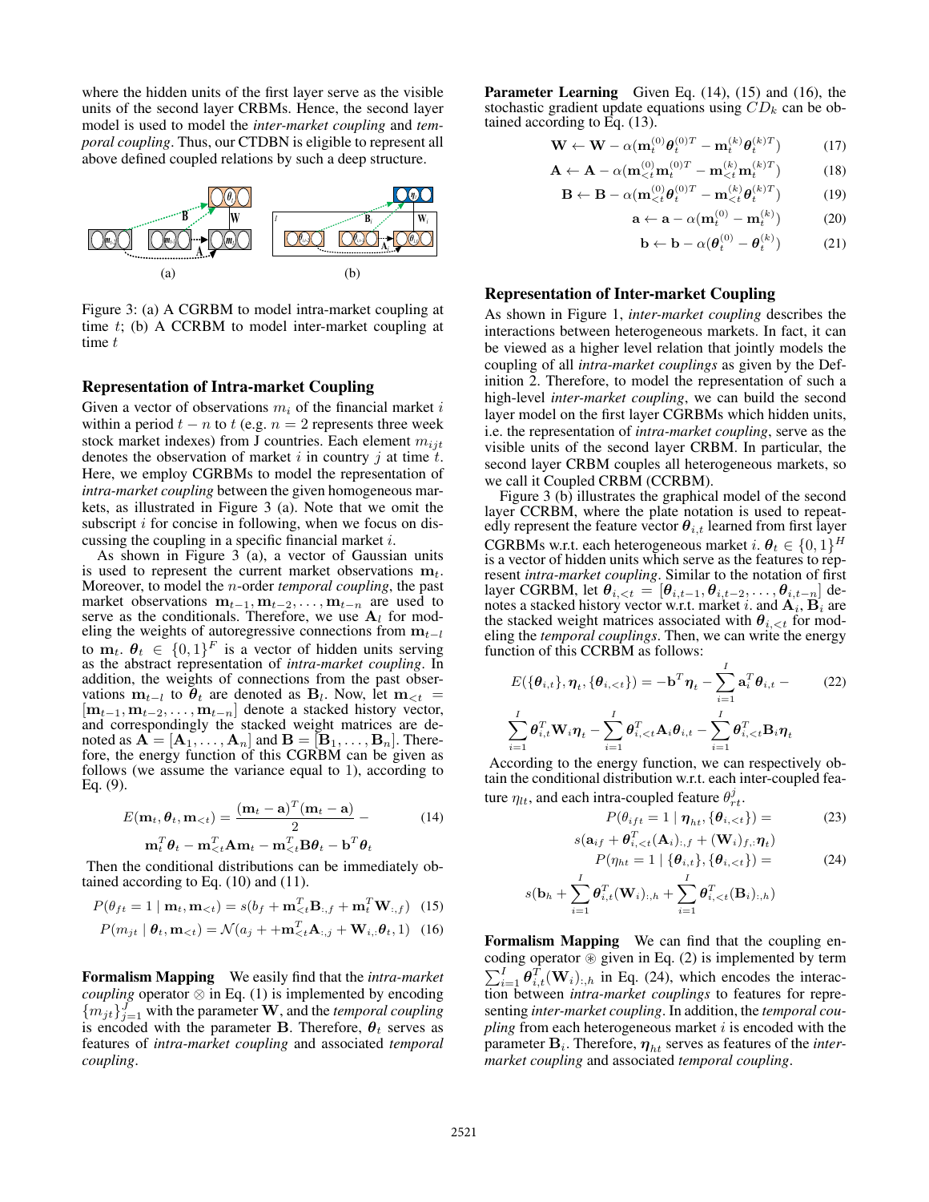where the hidden units of the first layer serve as the visible units of the second layer CRBMs. Hence, the second layer model is used to model the *inter-market coupling* and *temporal coupling*. Thus, our CTDBN is eligible to represent all above defined coupled relations by such a deep structure.

Figure 3: (a) A CGRBM to model intra-market coupling at time $t$; (b) A CCRBM to model inter-market coupling at time $t$

## Representation of Intra-market Coupling

Given a vector of observations $m_i$ of the financial market $i$ within a period $t-n$ to $t$ (e.g. $n=2$ represents three week stock market indexes) from J countries. Each element $m_{ijt}$ denotes the observation of market $i$ in country $j$ at time $t$. Here, we employ CGRBMs to model the representation of *intra-market coupling* between the given homogeneous markets, as illustrated in Figure 3 (a). Note that we omit the subscript $i$ for concise in following, when we focus on discussing the coupling in a specific financial market $i$.

As shown in Figure 3 (a), a vector of Gaussian units is used to represent the current market observations $\mathbf{m}_t$. Moreover, to model the $n$-order *temporal coupling*, the past market observations $\mathbf{m}_{t-1}, \mathbf{m}_{t-2}, \ldots, \mathbf{m}_{t-n}$ are used to serve as the conditionals. Therefore, we use $\mathbf{A}_l$ for modeling the weights of autoregressive connections from $\mathbf{m}_{t-l}$ to $\mathbf{m}_t$. $\boldsymbol{\theta}_t \in \{0,1\}^F$ is a vector of hidden units serving as the abstract representation of *intra-market coupling*. In addition, the weights of connections from the past observations $\mathbf{m}_{t-l}$ to $\boldsymbol{\theta}_t$ are denoted as $\mathbf{B}_l$. Now, let $\mathbf{m}_{<t} = [\mathbf{m}_{t-1}, \mathbf{m}_{t-2}, \ldots, \mathbf{m}_{t-n}]$ denote a stacked history vector, and correspondingly the stacked weight matrices are denoted as $\mathbf{A} = [\mathbf{A}_1, \ldots, \mathbf{A}_n]$ and $\mathbf{B} = [\mathbf{B}_1, \ldots, \mathbf{B}_n]$. Therefore, the energy function of this CGRBM can be given as follows (we assume the variance equal to 1), according to Eq. (9).

$$E(\mathbf{m}_t, \boldsymbol{\theta}_t, \mathbf{m}_{<t}) = \frac{(\mathbf{m}_t - \mathbf{a})^T(\mathbf{m}_t - \mathbf{a})}{2} - \mathbf{m}_t^T\boldsymbol{\theta}_t - \mathbf{m}_{<t}^T\mathbf{A}\mathbf{m}_t - \mathbf{m}_{<t}^T\mathbf{B}\boldsymbol{\theta}_t - \mathbf{b}^T\boldsymbol{\theta}_t \tag{14}$$

Then the conditional distributions can be immediately obtained according to Eq. (10) and (11).

$$P(\theta_{ft} = 1 \mid \mathbf{m}_t, \mathbf{m}_{<t}) = s(b_f + \mathbf{m}_{<t}^T\mathbf{B}_{:,f} + \mathbf{m}_t^T\mathbf{W}_{:,f}) \tag{15}$$

$$P(m_{jt} \mid \boldsymbol{\theta}_t, \mathbf{m}_{<t}) = \mathcal{N}(a_j + +\mathbf{m}_{<t}^T\mathbf{A}_{:,j} + \mathbf{W}_{i,:}\boldsymbol{\theta}_t, 1) \tag{16}$$

**Formalism Mapping** We easily find that the *intra-market coupling* operator $\otimes$ in Eq. (1) is implemented by encoding $\{m_{jt}\}_{j=1}^J$ with the parameter $\mathbf{W}$, and the *temporal coupling* is encoded with the parameter $\mathbf{B}$. Therefore, $\boldsymbol{\theta}_t$ serves as features of *intra-market coupling* and associated *temporal coupling*.

**Parameter Learning** Given Eq. (14), (15) and (16), the stochastic gradient update equations using $CD_k$ can be obtained according to Eq. (13).

$$\mathbf{W} \leftarrow \mathbf{W} - \alpha(\mathbf{m}_t^{(0)}\boldsymbol{\theta}_t^{(0)T} - \mathbf{m}_t^{(k)}\boldsymbol{\theta}_t^{(k)T}) \tag{17}$$

$$\mathbf{A} \leftarrow \mathbf{A} - \alpha(\mathbf{m}_{<t}^{(0)}\mathbf{m}_t^{(0)T} - \mathbf{m}_{<t}^{(k)}\mathbf{m}_t^{(k)T}) \tag{18}$$

$$\mathbf{B} \leftarrow \mathbf{B} - \alpha(\mathbf{m}_{<t}^{(0)}\boldsymbol{\theta}_t^{(0)T} - \mathbf{m}_{<t}^{(k)}\boldsymbol{\theta}_t^{(k)T}) \tag{19}$$

$$\mathbf{a} \leftarrow \mathbf{a} - \alpha(\mathbf{m}_t^{(0)} - \mathbf{m}_t^{(k)}) \tag{20}$$

$$\mathbf{b} \leftarrow \mathbf{b} - \alpha(\boldsymbol{\theta}_t^{(0)} - \boldsymbol{\theta}_t^{(k)}) \tag{21}$$

## Representation of Inter-market Coupling

As shown in Figure 1, *inter-market coupling* describes the interactions between heterogeneous markets. In fact, it can be viewed as a higher level relation that jointly models the coupling of all *intra-market couplings* as given by the Definition 2. Therefore, to model the representation of such a high-level *inter-market coupling*, we can build the second layer model on the first layer CGRBMs which hidden units, i.e. the representation of *intra-market coupling*, serve as the visible units of the second layer CRBM. In particular, the second layer CRBM couples all heterogeneous markets, so we call it Coupled CRBM (CCRBM).

Figure 3 (b) illustrates the graphical model of the second layer CCRBM, where the plate notation is used to repeatedly represent the feature vector $\boldsymbol{\theta}_{i,t}$ learned from first layer CGRBMs w.r.t. each heterogeneous market $i$. $\boldsymbol{\theta}_t \in \{0,1\}^H$ is a vector of hidden units which serve as the features to represent *intra-market coupling*. Similar to the notation of first layer CGRBM, let $\boldsymbol{\theta}_{i,<t} = [\boldsymbol{\theta}_{i,t-1}, \boldsymbol{\theta}_{i,t-2}, \ldots, \boldsymbol{\theta}_{i,t-n}]$ denotes a stacked history vector w.r.t. market $i$. and $\mathbf{A}_i$, $\mathbf{B}_i$ are the stacked weight matrices associated with $\boldsymbol{\theta}_{i,<t}$ for modeling the *temporal couplings*. Then, we can write the energy function of this CCRBM as follows:

$$E(\{\boldsymbol{\theta}_{i,t}\}, \boldsymbol{\eta}_t, \{\boldsymbol{\theta}_{i,<t}\}) = -\mathbf{b}^T\boldsymbol{\eta}_t - \sum_{i=1}^{I}\mathbf{a}_i^T\boldsymbol{\theta}_{i,t} - \sum_{i=1}^{I}\boldsymbol{\theta}_{i,t}^T\mathbf{W}_i\boldsymbol{\eta}_t - \sum_{i=1}^{I}\boldsymbol{\theta}_{i,<t}^T\mathbf{A}_i\boldsymbol{\theta}_{i,t} - \sum_{i=1}^{I}\boldsymbol{\theta}_{i,<t}^T\mathbf{B}_i\boldsymbol{\eta}_t \tag{22}$$

According to the energy function, we can respectively obtain the conditional distribution w.r.t. each inter-coupled feature $\eta_{lt}$, and each intra-coupled feature $\theta_{rt}^j$.

$$P(\theta_{ift} = 1 \mid \boldsymbol{\eta}_{ht}, \{\boldsymbol{\theta}_{i,<t}\}) = s(\mathbf{a}_{if} + \boldsymbol{\theta}_{i,<t}^T(\mathbf{A}_i)_{:,f} + (\mathbf{W}_i)_{f,:}\boldsymbol{\eta}_t) \tag{23}$$

$$P(\eta_{ht} = 1 \mid \{\boldsymbol{\theta}_{i,t}\}, \{\boldsymbol{\theta}_{i,<t}\}) = s(\mathbf{b}_h + \sum_{i=1}^{I}\boldsymbol{\theta}_{i,t}^T(\mathbf{W}_i)_{:,h} + \sum_{i=1}^{I}\boldsymbol{\theta}_{i,<t}^T(\mathbf{B}_i)_{:,h}) \tag{24}$$

**Formalism Mapping** We can find that the coupling encoding operator $\circledast$ given in Eq. (2) is implemented by term $\sum_{i=1}^{I}\boldsymbol{\theta}_{i,t}^T(\mathbf{W}_i)_{:,h}$ in Eq. (24), which encodes the interaction between *intra-market couplings* to features for representing *inter-market coupling*. In addition, the *temporal coupling* from each heterogeneous market $i$ is encoded with the parameter $\mathbf{B}_i$. Therefore, $\boldsymbol{\eta}_{ht}$ serves as features of the *inter-market coupling* and associated *temporal coupling*.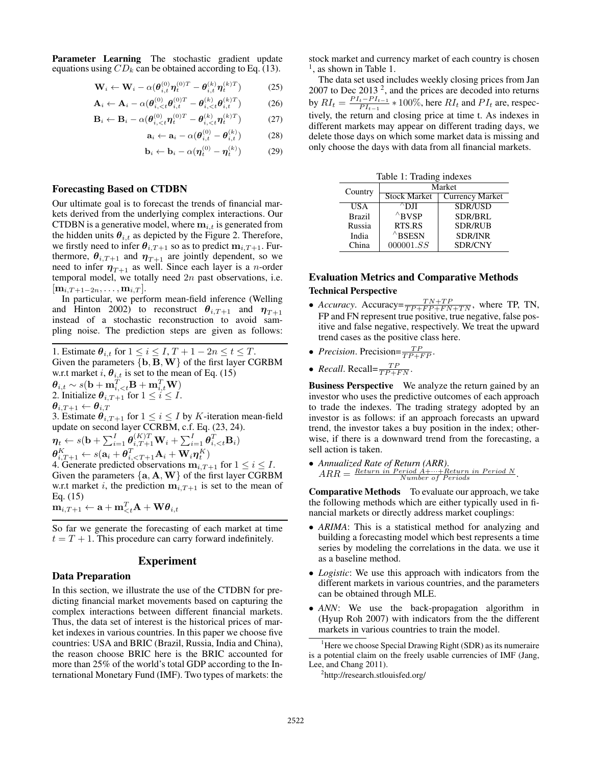**Parameter Learning** The stochastic gradient update equations using $CD_k$ can be obtained according to Eq. (13).

$$\mathbf{W}_i \leftarrow \mathbf{W}_i - \alpha(\boldsymbol{\theta}_{i,t}^{(0)} \boldsymbol{\eta}_t^{(0)T} - \boldsymbol{\theta}_{i,t}^{(k)} \boldsymbol{\eta}_t^{(k)T}) \tag{25}$$

$$\mathbf{A}_i \leftarrow \mathbf{A}_i - \alpha(\boldsymbol{\theta}_{i,<t}^{(0)} \boldsymbol{\theta}_{i,t}^{(0)T} - \boldsymbol{\theta}_{i,<t}^{(k)} \boldsymbol{\theta}_{i,t}^{(k)T}) \tag{26}$$

$$\mathbf{B}_i \leftarrow \mathbf{B}_i - \alpha(\boldsymbol{\theta}_{i,<t}^{(0)} \boldsymbol{\eta}_t^{(0)T} - \boldsymbol{\theta}_{i,<t}^{(k)} \boldsymbol{\eta}_t^{(k)T}) \tag{27}$$

$$\mathbf{a}_i \leftarrow \mathbf{a}_i - \alpha(\boldsymbol{\theta}_{i,t}^{(0)} - \boldsymbol{\theta}_{i,t}^{(k)}) \tag{28}$$

$$\mathbf{b}_i \leftarrow \mathbf{b}_i - \alpha(\boldsymbol{\eta}_t^{(0)} - \boldsymbol{\eta}_t^{(k)}) \tag{29}$$

## Forecasting Based on CTDBN

Our ultimate goal is to forecast the trends of financial markets derived from the underlying complex interactions. Our CTDBN is a generative model, where $\mathbf{m}_{i,t}$ is generated from the hidden units $\boldsymbol{\theta}_{i,t}$ as depicted by the Figure 2. Therefore, we firstly need to infer $\boldsymbol{\theta}_{i,T+1}$ so as to predict $\mathbf{m}_{i,T+1}$. Furthermore, $\boldsymbol{\theta}_{i,T+1}$ and $\boldsymbol{\eta}_{T+1}$ are jointly dependent, so we need to infer $\boldsymbol{\eta}_{T+1}$ as well. Since each layer is a $n$-order temporal model, we totally need $2n$ past observations, i.e. $[\mathbf{m}_{i,T+1-2n}, \ldots, \mathbf{m}_{i,T}]$.

In particular, we perform mean-field inference (Welling and Hinton 2002) to reconstruct $\boldsymbol{\theta}_{i,T+1}$ and $\boldsymbol{\eta}_{T+1}$ instead of a stochastic reconstruction to avoid sampling noise. The prediction steps are given as follows:

1. Estimate $\boldsymbol{\theta}_{i,t}$ for $1 \le i \le I, T+1-2n \le t \le T$.
Given the parameters $\{\mathbf{b}, \mathbf{B}, \mathbf{W}\}$ of the first layer CGRBM w.r.t market $i$, $\boldsymbol{\theta}_{i,t}$ is set to the mean of Eq. (15)
$\boldsymbol{\theta}_{i,t} \sim s(\mathbf{b} + \mathbf{m}_{i,<t}^T \mathbf{B} + \mathbf{m}_{i,t}^T \mathbf{W})$
2. Initialize $\boldsymbol{\theta}_{i,T+1}$ for $1 \le i \le I$.
$\boldsymbol{\theta}_{i,T+1} \leftarrow \boldsymbol{\theta}_{i,T}$
3. Estimate $\boldsymbol{\theta}_{i,T+1}$ for $1 \le i \le I$ by $K$-iteration mean-field update on second layer CCRBM, c.f. Eq. (23, 24).
$\boldsymbol{\eta}_t \leftarrow s(\mathbf{b} + \sum_{i=1}^{I} \boldsymbol{\theta}_{i,T+1}^{(K)T} \mathbf{W}_i + \sum_{i=1}^{I} \boldsymbol{\theta}_{i,<t}^T \mathbf{B}_i)$
$\boldsymbol{\theta}_{i,T+1}^K \leftarrow s(\mathbf{a}_i + \boldsymbol{\theta}_{i,<T+1}^T \mathbf{A}_i + \mathbf{W}_i \boldsymbol{\eta}_t^K)$
4. Generate predicted observations $\mathbf{m}_{i,T+1}$ for $1 \le i \le I$.
Given the parameters $\{\mathbf{a}, \mathbf{A}, \mathbf{W}\}$ of the first layer CGRBM w.r.t market $i$, the prediction $\mathbf{m}_{i,T+1}$ is set to the mean of Eq. (15)
$\mathbf{m}_{i,T+1} \leftarrow \mathbf{a} + \mathbf{m}_{<t}^T \mathbf{A} + \mathbf{W} \boldsymbol{\theta}_{i,t}$

So far we generate the forecasting of each market at time $t = T+1$. This procedure can carry forward indefinitely.

# Experiment

## Data Preparation

In this section, we illustrate the use of the CTDBN for predicting financial market movements based on capturing the complex interactions between different financial markets. Thus, the data set of interest is the historical prices of market indexes in various countries. In this paper we choose five countries: USA and BRIC (Brazil, Russia, India and China), the reason choose BRIC here is the BRIC accounted for more than 25% of the world's total GDP according to the International Monetary Fund (IMF). Two types of markets: the stock market and currency market of each country is chosen [1], as shown in Table 1.

The data set used includes weekly closing prices from Jan 2007 to Dec 2013 [2], and the prices are decoded into returns by $RI_t = \frac{PI_t - PI_{t-1}}{PI_{t-1}} * 100\%$, here $RI_t$ and $PI_t$ are, respectively, the return and closing price at time t. As indexes in different markets may appear on different trading days, we delete those days on which some market data is missing and only choose the days with data from all financial markets.

Table 1: Trading indexes

| Country | Market | |
|---|---|---|
| | Stock Market | Currency Market |
| USA | ^DJI | SDR/USD |
| Brazil | ^BVSP | SDR/BRL |
| Russia | RTS.RS | SDR/RUB |
| India | ^BSESN | SDR/INR |
| China | 000001.$SS$ | SDR/CNY |

## Evaluation Metrics and Comparative Methods

### Technical Perspective

- *Accuracy*. Accuracy=$\frac{TN+TP}{TP+FP+FN+TN}$, where TP, TN, FP and FN represent true positive, true negative, false positive and false negative, respectively. We treat the upward trend cases as the positive class here.
- *Precision*. Precision=$\frac{TP}{TP+FP}$.
- *Recall*. Recall=$\frac{TP}{TP+FN}$.

**Business Perspective** We analyze the return gained by an investor who uses the predictive outcomes of each approach to trade the indexes. The trading strategy adopted by an investor is as follows: if an approach forecasts an upward trend, the investor takes a buy position in the index; otherwise, if there is a downward trend from the forecasting, a sell action is taken.

- *Annualized Rate of Return (ARR)*.
$ARR = \frac{Return\ in\ Period\ A + \cdots + Return\ in\ Period\ N}{Number\ of\ Periods}$.

**Comparative Methods** To evaluate our approach, we take the following methods which are either typically used in financial markets or directly address market couplings:

- *ARIMA*: This is a statistical method for analyzing and building a forecasting model which best represents a time series by modeling the correlations in the data. we use it as a baseline method.
- *Logistic*: We use this approach with indicators from the different markets in various countries, and the parameters can be obtained through MLE.
- *ANN*: We use the back-propagation algorithm in (Hyup Roh 2007) with indicators from the the different markets in various countries to train the model.

[1] Here we choose Special Drawing Right (SDR) as its numeraire is a potential claim on the freely usable currencies of IMF (Jang, Lee, and Chang 2011).

[2] http://research.stlouisfed.org/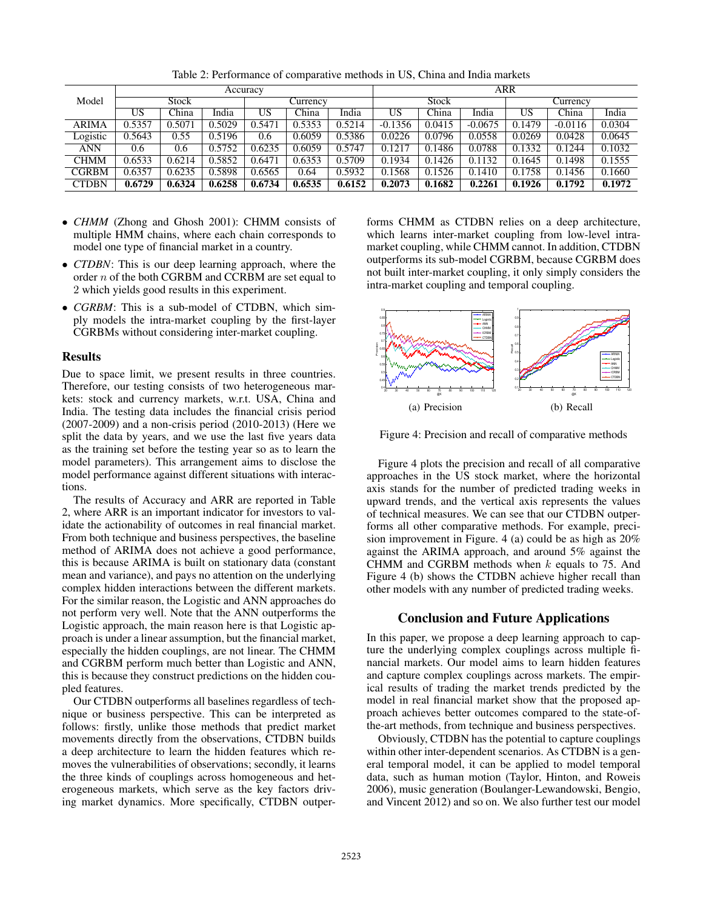Table 2: Performance of comparative methods in US, China and India markets

| Model | Accuracy | | | | | | ARR | | | | | |
|---|---|---|---|---|---|---|---|---|---|---|---|---|
| | Stock | | | Currency | | | Stock | | | Currency | | |
| | US | China | India | US | China | India | US | China | India | US | China | India |
| ARIMA | 0.5357 | 0.5071 | 0.5029 | 0.5471 | 0.5353 | 0.5214 | -0.1356 | 0.0415 | -0.0675 | 0.1479 | -0.0116 | 0.0304 |
| Logistic | 0.5643 | 0.55 | 0.5196 | 0.6 | 0.6059 | 0.5386 | 0.0226 | 0.0796 | 0.0558 | 0.0269 | 0.0428 | 0.0645 |
| ANN | 0.6 | 0.6 | 0.5752 | 0.6235 | 0.6059 | 0.5747 | 0.1217 | 0.1486 | 0.0788 | 0.1332 | 0.1244 | 0.1032 |
| CHMM | 0.6533 | 0.6214 | 0.5852 | 0.6471 | 0.6353 | 0.5709 | 0.1934 | 0.1426 | 0.1132 | 0.1645 | 0.1498 | 0.1555 |
| CGRBM | 0.6357 | 0.6235 | 0.5898 | 0.6565 | 0.64 | 0.5932 | 0.1568 | 0.1526 | 0.1410 | 0.1758 | 0.1456 | 0.1660 |
| CTDBN | **0.6729** | **0.6324** | **0.6258** | **0.6734** | **0.6535** | **0.6152** | **0.2073** | **0.1682** | **0.2261** | **0.1926** | **0.1792** | **0.1972** |

- *CHMM* (Zhong and Ghosh 2001): CHMM consists of multiple HMM chains, where each chain corresponds to model one type of financial market in a country.
- *CTDBN*: This is our deep learning approach, where the order $n$ of the both CGRBM and CCRBM are set equal to 2 which yields good results in this experiment.
- *CGRBM*: This is a sub-model of CTDBN, which simply models the intra-market coupling by the first-layer CGRBMs without considering inter-market coupling.

### Results

Due to space limit, we present results in three countries. Therefore, our testing consists of two heterogeneous markets: stock and currency markets, w.r.t. USA, China and India. The testing data includes the financial crisis period (2007-2009) and a non-crisis period (2010-2013) (Here we split the data by years, and we use the last five years data as the training set before the testing year so as to learn the model parameters). This arrangement aims to disclose the model performance against different situations with interactions.

The results of Accuracy and ARR are reported in Table 2, where ARR is an important indicator for investors to validate the actionability of outcomes in real financial market. From both technique and business perspectives, the baseline method of ARIMA does not achieve a good performance, this is because ARIMA is built on stationary data (constant mean and variance), and pays no attention on the underlying complex hidden interactions between the different markets. For the similar reason, the Logistic and ANN approaches do not perform very well. Note that the ANN outperforms the Logistic approach, the main reason here is that Logistic approach is under a linear assumption, but the financial market, especially the hidden couplings, are not linear. The CHMM and CGRBM perform much better than Logistic and ANN, this is because they construct predictions on the hidden coupled features.

Our CTDBN outperforms all baselines regardless of technique or business perspective. This can be interpreted as follows: firstly, unlike those methods that predict market movements directly from the observations, CTDBN builds a deep architecture to learn the hidden features which removes the vulnerabilities of observations; secondly, it learns the three kinds of couplings across homogeneous and heterogeneous markets, which serve as the key factors driving market dynamics. More specifically, CTDBN outperforms CHMM as CTDBN relies on a deep architecture, which learns inter-market coupling from low-level intra-market coupling, while CHMM cannot. In addition, CTDBN outperforms its sub-model CGRBM, because CGRBM does not built inter-market coupling, it only simply considers the intra-market coupling and temporal coupling.

(a) Precision (b) Recall

Figure 4: Precision and recall of comparative methods

Figure 4 plots the precision and recall of all comparative approaches in the US stock market, where the horizontal axis stands for the number of predicted trading weeks in upward trends, and the vertical axis represents the values of technical measures. We can see that our CTDBN outperforms all other comparative methods. For example, precision improvement in Figure. 4 (a) could be as high as 20% against the ARIMA approach, and around 5% against the CHMM and CGRBM methods when $k$ equals to 75. And Figure 4 (b) shows the CTDBN achieve higher recall than other models with any number of predicted trading weeks.

## Conclusion and Future Applications

In this paper, we propose a deep learning approach to capture the underlying complex couplings across multiple financial markets. Our model aims to learn hidden features and capture complex couplings across markets. The empirical results of trading the market trends predicted by the model in real financial market show that the proposed approach achieves better outcomes compared to the state-of-the-art methods, from technique and business perspectives.

Obviously, CTDBN has the potential to capture couplings within other inter-dependent scenarios. As CTDBN is a general temporal model, it can be applied to model temporal data, such as human motion (Taylor, Hinton, and Roweis 2006), music generation (Boulanger-Lewandowski, Bengio, and Vincent 2012) and so on. We also further test our model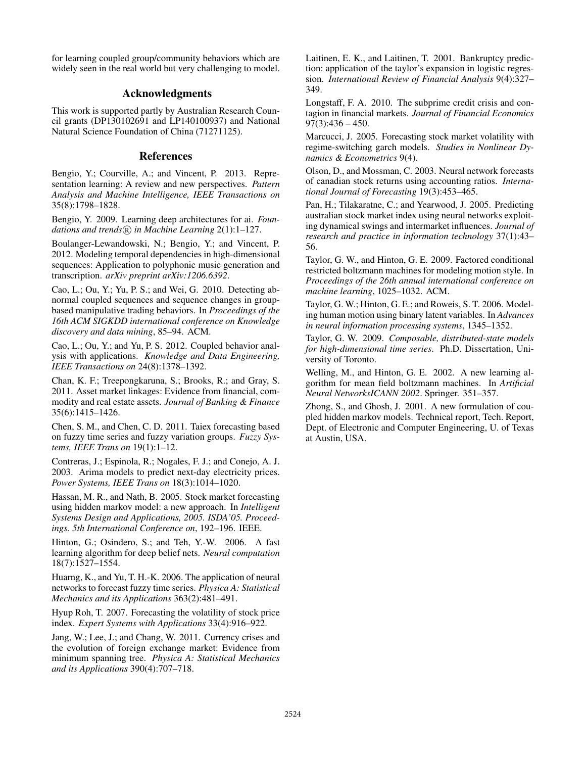for learning coupled group/community behaviors which are widely seen in the real world but very challenging to model.

## Acknowledgments

This work is supported partly by Australian Research Council grants (DP130102691 and LP140100937) and National Natural Science Foundation of China (71271125).

## References

Bengio, Y.; Courville, A.; and Vincent, P. 2013. Representation learning: A review and new perspectives. *Pattern Analysis and Machine Intelligence, IEEE Transactions on* 35(8):1798–1828.

Bengio, Y. 2009. Learning deep architectures for ai. *Foundations and trends® in Machine Learning* 2(1):1–127.

Boulanger-Lewandowski, N.; Bengio, Y.; and Vincent, P. 2012. Modeling temporal dependencies in high-dimensional sequences: Application to polyphonic music generation and transcription. *arXiv preprint arXiv:1206.6392*.

Cao, L.; Ou, Y.; Yu, P. S.; and Wei, G. 2010. Detecting abnormal coupled sequences and sequence changes in group-based manipulative trading behaviors. In *Proceedings of the 16th ACM SIGKDD international conference on Knowledge discovery and data mining*, 85–94. ACM.

Cao, L.; Ou, Y.; and Yu, P. S. 2012. Coupled behavior analysis with applications. *Knowledge and Data Engineering, IEEE Transactions on* 24(8):1378–1392.

Chan, K. F.; Treepongkaruna, S.; Brooks, R.; and Gray, S. 2011. Asset market linkages: Evidence from financial, commodity and real estate assets. *Journal of Banking & Finance* 35(6):1415–1426.

Chen, S. M., and Chen, C. D. 2011. Taiex forecasting based on fuzzy time series and fuzzy variation groups. *Fuzzy Systems, IEEE Trans on* 19(1):1–12.

Contreras, J.; Espinola, R.; Nogales, F. J.; and Conejo, A. J. 2003. Arima models to predict next-day electricity prices. *Power Systems, IEEE Trans on* 18(3):1014–1020.

Hassan, M. R., and Nath, B. 2005. Stock market forecasting using hidden markov model: a new approach. In *Intelligent Systems Design and Applications, 2005. ISDA'05. Proceedings. 5th International Conference on*, 192–196. IEEE.

Hinton, G.; Osindero, S.; and Teh, Y.-W. 2006. A fast learning algorithm for deep belief nets. *Neural computation* 18(7):1527–1554.

Huarng, K., and Yu, T. H.-K. 2006. The application of neural networks to forecast fuzzy time series. *Physica A: Statistical Mechanics and its Applications* 363(2):481–491.

Hyup Roh, T. 2007. Forecasting the volatility of stock price index. *Expert Systems with Applications* 33(4):916–922.

Jang, W.; Lee, J.; and Chang, W. 2011. Currency crises and the evolution of foreign exchange market: Evidence from minimum spanning tree. *Physica A: Statistical Mechanics and its Applications* 390(4):707–718.

Laitinen, E. K., and Laitinen, T. 2001. Bankruptcy prediction: application of the taylor's expansion in logistic regression. *International Review of Financial Analysis* 9(4):327–349.

Longstaff, F. A. 2010. The subprime credit crisis and contagion in financial markets. *Journal of Financial Economics* 97(3):436 – 450.

Marcucci, J. 2005. Forecasting stock market volatility with regime-switching garch models. *Studies in Nonlinear Dynamics & Econometrics* 9(4).

Olson, D., and Mossman, C. 2003. Neural network forecasts of canadian stock returns using accounting ratios. *International Journal of Forecasting* 19(3):453–465.

Pan, H.; Tilakaratne, C.; and Yearwood, J. 2005. Predicting australian stock market index using neural networks exploiting dynamical swings and intermarket influences. *Journal of research and practice in information technology* 37(1):43–56.

Taylor, G. W., and Hinton, G. E. 2009. Factored conditional restricted boltzmann machines for modeling motion style. In *Proceedings of the 26th annual international conference on machine learning*, 1025–1032. ACM.

Taylor, G. W.; Hinton, G. E.; and Roweis, S. T. 2006. Modeling human motion using binary latent variables. In *Advances in neural information processing systems*, 1345–1352.

Taylor, G. W. 2009. *Composable, distributed-state models for high-dimensional time series*. Ph.D. Dissertation, University of Toronto.

Welling, M., and Hinton, G. E. 2002. A new learning algorithm for mean field boltzmann machines. In *Artificial Neural NetworksICANN 2002*. Springer. 351–357.

Zhong, S., and Ghosh, J. 2001. A new formulation of coupled hidden markov models. Technical report, Tech. Report, Dept. of Electronic and Computer Engineering, U. of Texas at Austin, USA.